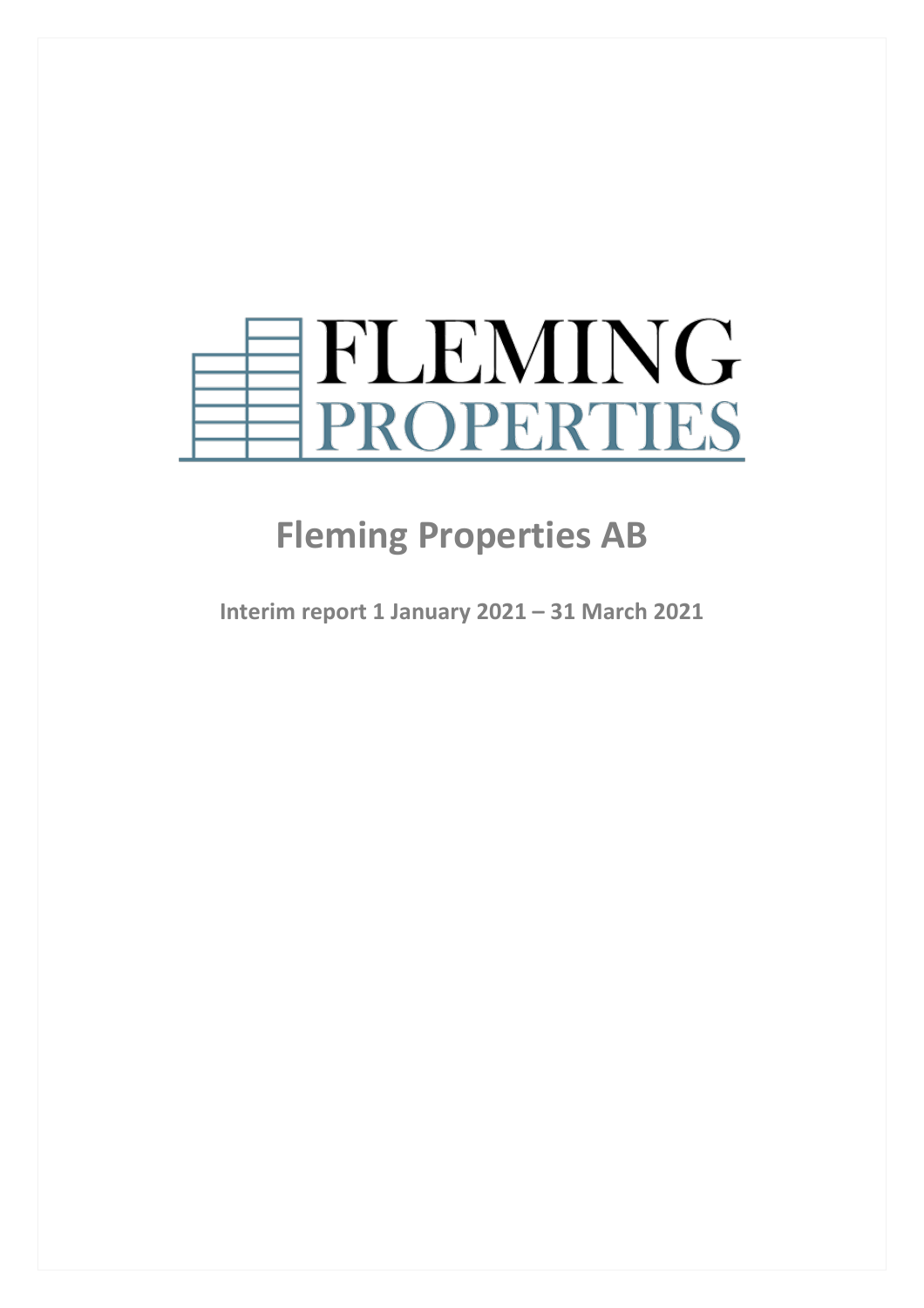FLEMING PROPERTIES

# Fleming Properties AB

**Interim report 1 January 2021 – 31 March 2021**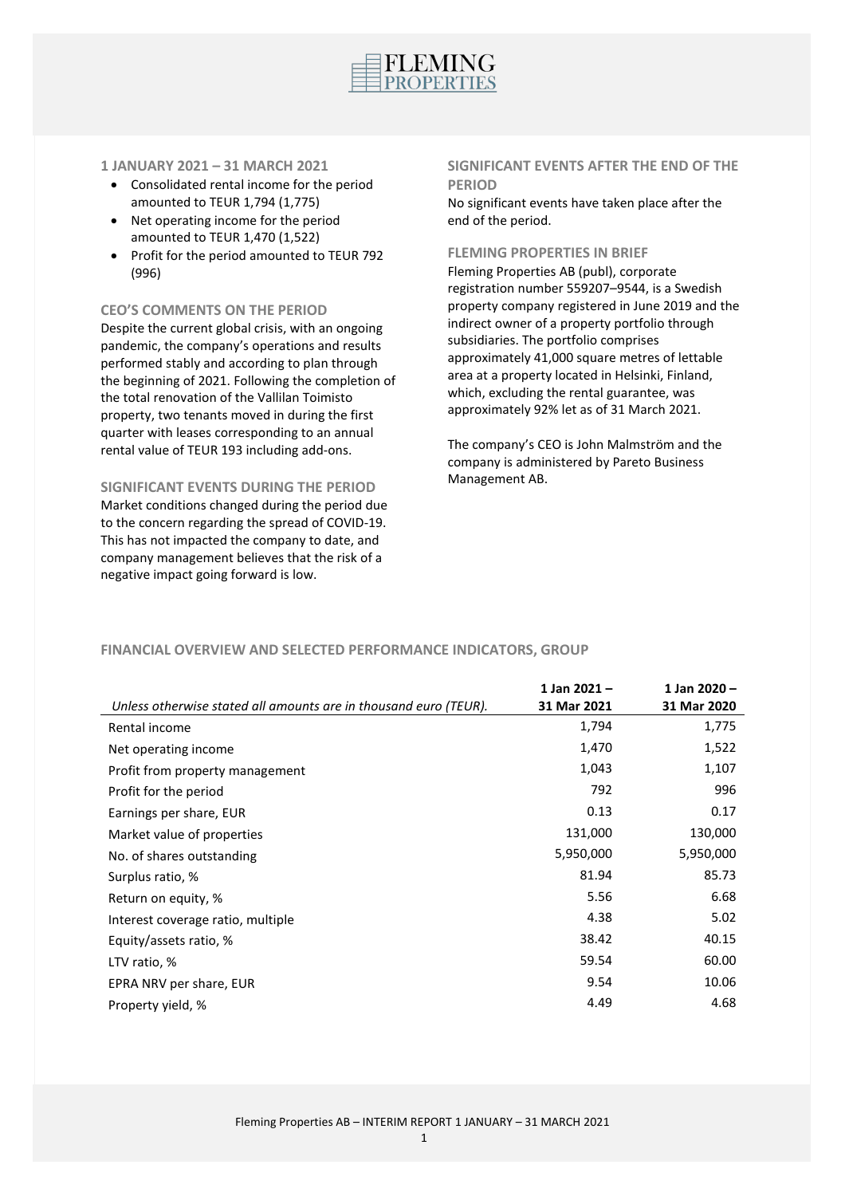### 1 JANUARY 2021 – 31 MARCH 2021

- Consolidated rental income for the period amounted to TEUR 1,794 (1,775)
- Net operating income for the period amounted to TEUR 1,470 (1,522)
- Profit for the period amounted to TEUR 792 (996)

### CEO'S COMMENTS ON THE PERIOD

Despite the current global crisis, with an ongoing pandemic, the company's operations and results performed stably and according to plan through the beginning of 2021. Following the completion of the total renovation of the Vallilan Toimisto property, two tenants moved in during the first quarter with leases corresponding to an annual rental value of TEUR 193 including add-ons.

### SIGNIFICANT EVENTS DURING THE PERIOD

Market conditions changed during the period due to the concern regarding the spread of COVID-19. This has not impacted the company to date, and company management believes that the risk of a negative impact going forward is low.

### SIGNIFICANT EVENTS AFTER THE END OF THE PERIOD

No significant events have taken place after the end of the period.

### FLEMING PROPERTIES IN BRIEF

Fleming Properties AB (publ), corporate registration number 559207–9544, is a Swedish property company registered in June 2019 and the indirect owner of a property portfolio through subsidiaries. The portfolio comprises approximately 41,000 square metres of lettable area at a property located in Helsinki, Finland, which, excluding the rental guarantee, was approximately 92% let as of 31 March 2021.

The company's CEO is John Malmström and the company is administered by Pareto Business Management AB.

### FINANCIAL OVERVIEW AND SELECTED PERFORMANCE INDICATORS, GROUP

| *Unless otherwise stated all amounts are in thousand euro (TEUR).* | **1 Jan 2021 – 31 Mar 2021** | **1 Jan 2020 – 31 Mar 2020** |
|---|---|---|
| Rental income | 1,794 | 1,775 |
| Net operating income | 1,470 | 1,522 |
| Profit from property management | 1,043 | 1,107 |
| Profit for the period | 792 | 996 |
| Earnings per share, EUR | 0.13 | 0.17 |
| Market value of properties | 131,000 | 130,000 |
| No. of shares outstanding | 5,950,000 | 5,950,000 |
| Surplus ratio, % | 81.94 | 85.73 |
| Return on equity, % | 5.56 | 6.68 |
| Interest coverage ratio, multiple | 4.38 | 5.02 |
| Equity/assets ratio, % | 38.42 | 40.15 |
| LTV ratio, % | 59.54 | 60.00 |
| EPRA NRV per share, EUR | 9.54 | 10.06 |
| Property yield, % | 4.49 | 4.68 |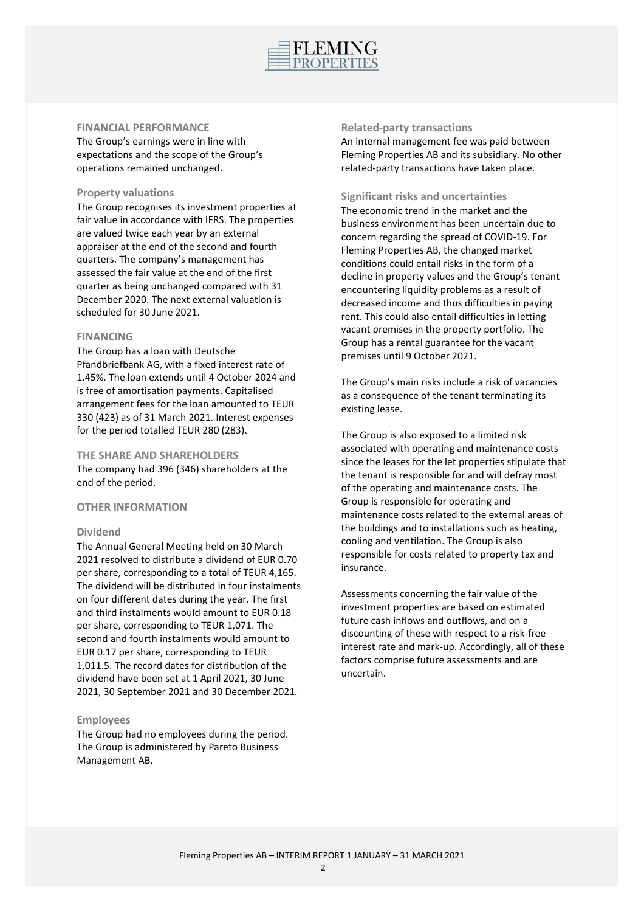## FINANCIAL PERFORMANCE

The Group's earnings were in line with expectations and the scope of the Group's operations remained unchanged.

### Property valuations

The Group recognises its investment properties at fair value in accordance with IFRS. The properties are valued twice each year by an external appraiser at the end of the second and fourth quarters. The company's management has assessed the fair value at the end of the first quarter as being unchanged compared with 31 December 2020. The next external valuation is scheduled for 30 June 2021.

## FINANCING

The Group has a loan with Deutsche Pfandbriefbank AG, with a fixed interest rate of 1.45%. The loan extends until 4 October 2024 and is free of amortisation payments. Capitalised arrangement fees for the loan amounted to TEUR 330 (423) as of 31 March 2021. Interest expenses for the period totalled TEUR 280 (283).

## THE SHARE AND SHAREHOLDERS

The company had 396 (346) shareholders at the end of the period.

## OTHER INFORMATION

### Dividend

The Annual General Meeting held on 30 March 2021 resolved to distribute a dividend of EUR 0.70 per share, corresponding to a total of TEUR 4,165. The dividend will be distributed in four instalments on four different dates during the year. The first and third instalments would amount to EUR 0.18 per share, corresponding to TEUR 1,071. The second and fourth instalments would amount to EUR 0.17 per share, corresponding to TEUR 1,011.5. The record dates for distribution of the dividend have been set at 1 April 2021, 30 June 2021, 30 September 2021 and 30 December 2021.

### Employees

The Group had no employees during the period. The Group is administered by Pareto Business Management AB.

### Related-party transactions

An internal management fee was paid between Fleming Properties AB and its subsidiary. No other related-party transactions have taken place.

### Significant risks and uncertainties

The economic trend in the market and the business environment has been uncertain due to concern regarding the spread of COVID-19. For Fleming Properties AB, the changed market conditions could entail risks in the form of a decline in property values and the Group's tenant encountering liquidity problems as a result of decreased income and thus difficulties in paying rent. This could also entail difficulties in letting vacant premises in the property portfolio. The Group has a rental guarantee for the vacant premises until 9 October 2021.

The Group's main risks include a risk of vacancies as a consequence of the tenant terminating its existing lease.

The Group is also exposed to a limited risk associated with operating and maintenance costs since the leases for the let properties stipulate that the tenant is responsible for and will defray most of the operating and maintenance costs. The Group is responsible for operating and maintenance costs related to the external areas of the buildings and to installations such as heating, cooling and ventilation. The Group is also responsible for costs related to property tax and insurance.

Assessments concerning the fair value of the investment properties are based on estimated future cash inflows and outflows, and on a discounting of these with respect to a risk-free interest rate and mark-up. Accordingly, all of these factors comprise future assessments and are uncertain.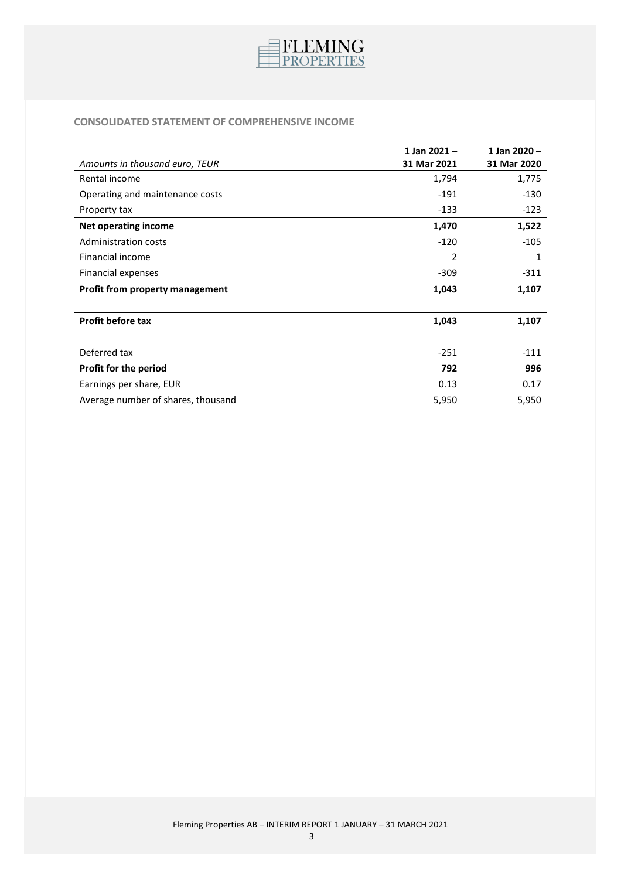## CONSOLIDATED STATEMENT OF COMPREHENSIVE INCOME

| *Amounts in thousand euro, TEUR* | 1 Jan 2021 – 31 Mar 2021 | 1 Jan 2020 – 31 Mar 2020 |
|---|---|---|
| Rental income | 1,794 | 1,775 |
| Operating and maintenance costs | -191 | -130 |
| Property tax | -133 | -123 |
| **Net operating income** | **1,470** | **1,522** |
| Administration costs | -120 | -105 |
| Financial income | 2 | 1 |
| Financial expenses | -309 | -311 |
| **Profit from property management** | **1,043** | **1,107** |
| | | |
| **Profit before tax** | **1,043** | **1,107** |
| | | |
| Deferred tax | -251 | -111 |
| **Profit for the period** | **792** | **996** |
| Earnings per share, EUR | 0.13 | 0.17 |
| Average number of shares, thousand | 5,950 | 5,950 |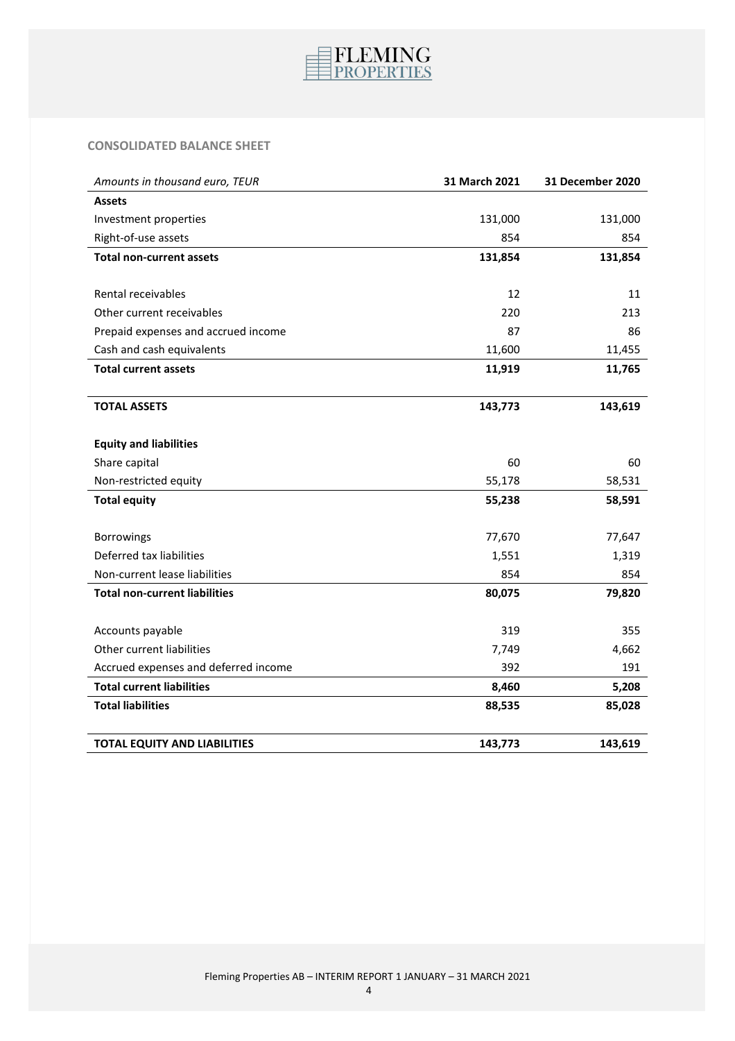## CONSOLIDATED BALANCE SHEET

| *Amounts in thousand euro, TEUR* | **31 March 2021** | **31 December 2020** |
|---|---|---|
| **Assets** | | |
| Investment properties | 131,000 | 131,000 |
| Right-of-use assets | 854 | 854 |
| **Total non-current assets** | **131,854** | **131,854** |
| | | |
| Rental receivables | 12 | 11 |
| Other current receivables | 220 | 213 |
| Prepaid expenses and accrued income | 87 | 86 |
| Cash and cash equivalents | 11,600 | 11,455 |
| **Total current assets** | **11,919** | **11,765** |
| | | |
| **TOTAL ASSETS** | **143,773** | **143,619** |
| | | |
| **Equity and liabilities** | | |
| Share capital | 60 | 60 |
| Non-restricted equity | 55,178 | 58,531 |
| **Total equity** | **55,238** | **58,591** |
| | | |
| Borrowings | 77,670 | 77,647 |
| Deferred tax liabilities | 1,551 | 1,319 |
| Non-current lease liabilities | 854 | 854 |
| **Total non-current liabilities** | **80,075** | **79,820** |
| | | |
| Accounts payable | 319 | 355 |
| Other current liabilities | 7,749 | 4,662 |
| Accrued expenses and deferred income | 392 | 191 |
| **Total current liabilities** | **8,460** | **5,208** |
| **Total liabilities** | **88,535** | **85,028** |
| | | |
| **TOTAL EQUITY AND LIABILITIES** | **143,773** | **143,619** |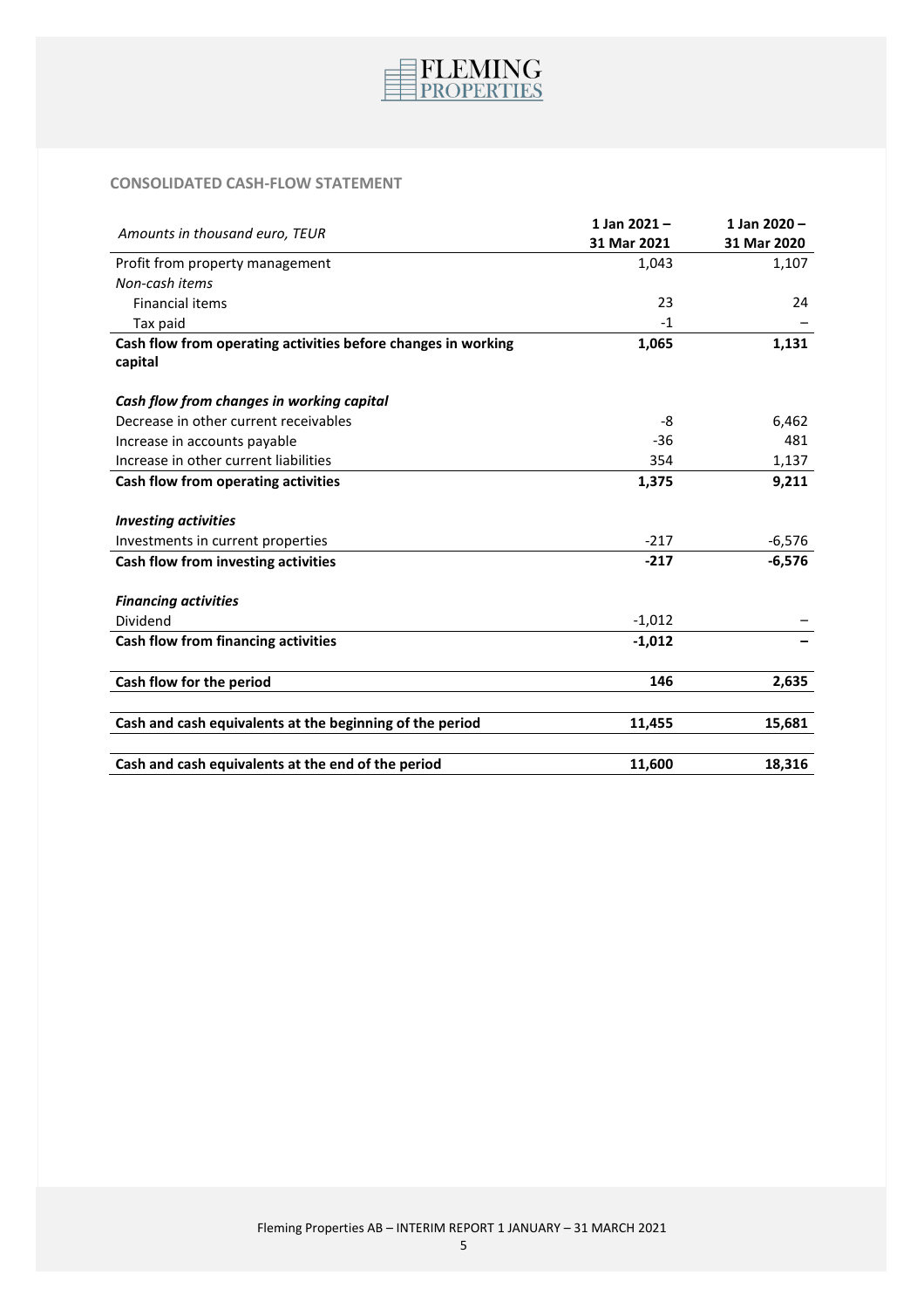## CONSOLIDATED CASH-FLOW STATEMENT

| *Amounts in thousand euro, TEUR* | 1 Jan 2021 – 31 Mar 2021 | 1 Jan 2020 – 31 Mar 2020 |
|---|---|---|
| Profit from property management | 1,043 | 1,107 |
| *Non-cash items* | | |
| Financial items | 23 | 24 |
| Tax paid | -1 | – |
| **Cash flow from operating activities before changes in working capital** | **1,065** | **1,131** |
| | | |
| ***Cash flow from changes in working capital*** | | |
| Decrease in other current receivables | -8 | 6,462 |
| Increase in accounts payable | -36 | 481 |
| Increase in other current liabilities | 354 | 1,137 |
| **Cash flow from operating activities** | **1,375** | **9,211** |
| | | |
| ***Investing activities*** | | |
| Investments in current properties | -217 | -6,576 |
| **Cash flow from investing activities** | **-217** | **-6,576** |
| | | |
| ***Financing activities*** | | |
| Dividend | -1,012 | – |
| **Cash flow from financing activities** | **-1,012** | **–** |
| | | |
| **Cash flow for the period** | **146** | **2,635** |
| | | |
| **Cash and cash equivalents at the beginning of the period** | **11,455** | **15,681** |
| | | |
| **Cash and cash equivalents at the end of the period** | **11,600** | **18,316** |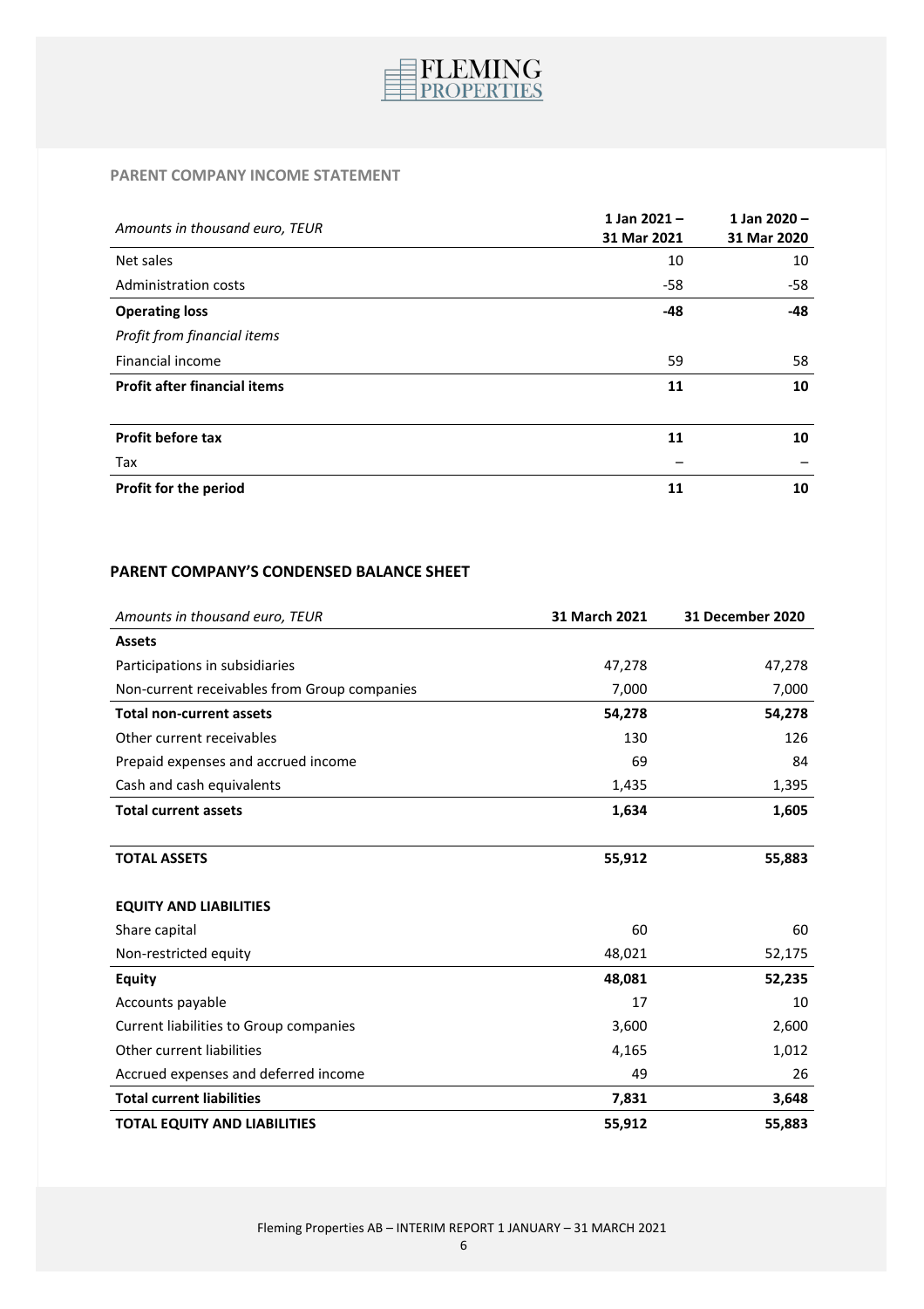## PARENT COMPANY INCOME STATEMENT

| *Amounts in thousand euro, TEUR* | 1 Jan 2021 – 31 Mar 2021 | 1 Jan 2020 – 31 Mar 2020 |
|---|---|---|
| Net sales | 10 | 10 |
| Administration costs | -58 | -58 |
| **Operating loss** | **-48** | **-48** |
| *Profit from financial items* | | |
| Financial income | 59 | 58 |
| **Profit after financial items** | **11** | **10** |
| | | |
| **Profit before tax** | **11** | **10** |
| Tax | – | – |
| **Profit for the period** | **11** | **10** |

## PARENT COMPANY'S CONDENSED BALANCE SHEET

| *Amounts in thousand euro, TEUR* | 31 March 2021 | 31 December 2020 |
|---|---|---|
| **Assets** | | |
| Participations in subsidiaries | 47,278 | 47,278 |
| Non-current receivables from Group companies | 7,000 | 7,000 |
| **Total non-current assets** | **54,278** | **54,278** |
| Other current receivables | 130 | 126 |
| Prepaid expenses and accrued income | 69 | 84 |
| Cash and cash equivalents | 1,435 | 1,395 |
| **Total current assets** | **1,634** | **1,605** |
| | | |
| **TOTAL ASSETS** | **55,912** | **55,883** |
| | | |
| **EQUITY AND LIABILITIES** | | |
| Share capital | 60 | 60 |
| Non-restricted equity | 48,021 | 52,175 |
| **Equity** | **48,081** | **52,235** |
| Accounts payable | 17 | 10 |
| Current liabilities to Group companies | 3,600 | 2,600 |
| Other current liabilities | 4,165 | 1,012 |
| Accrued expenses and deferred income | 49 | 26 |
| **Total current liabilities** | **7,831** | **3,648** |
| **TOTAL EQUITY AND LIABILITIES** | **55,912** | **55,883** |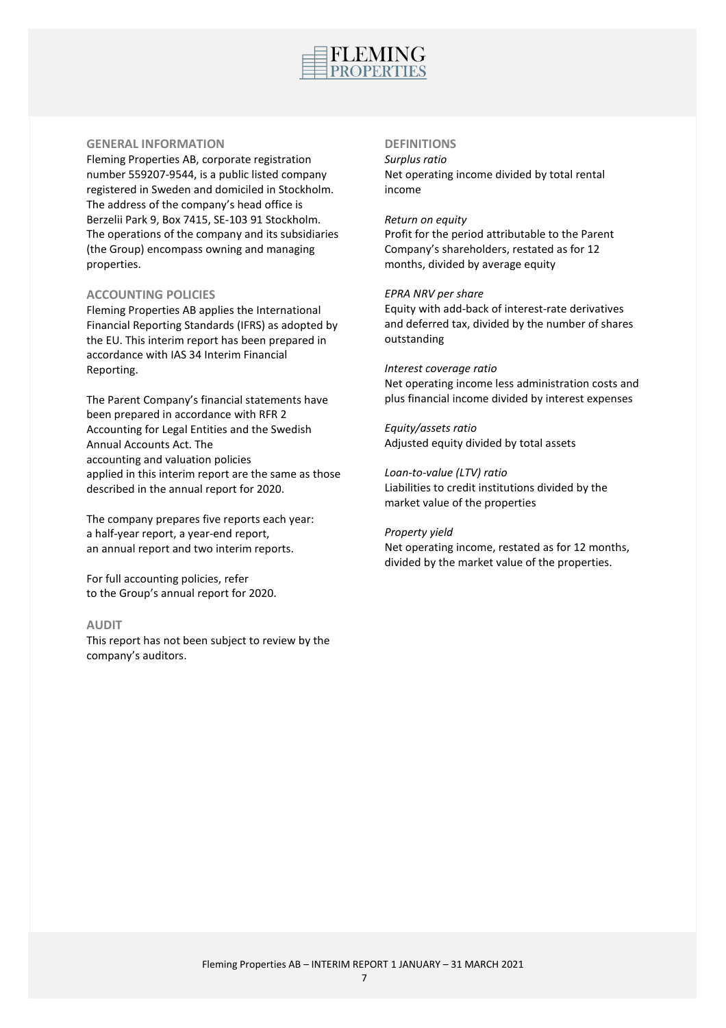## GENERAL INFORMATION

Fleming Properties AB, corporate registration number 559207-9544, is a public listed company registered in Sweden and domiciled in Stockholm. The address of the company's head office is Berzelii Park 9, Box 7415, SE-103 91 Stockholm. The operations of the company and its subsidiaries (the Group) encompass owning and managing properties.

## ACCOUNTING POLICIES

Fleming Properties AB applies the International Financial Reporting Standards (IFRS) as adopted by the EU. This interim report has been prepared in accordance with IAS 34 Interim Financial Reporting.

The Parent Company's financial statements have been prepared in accordance with RFR 2 Accounting for Legal Entities and the Swedish Annual Accounts Act. The accounting and valuation policies applied in this interim report are the same as those described in the annual report for 2020.

The company prepares five reports each year: a half-year report, a year-end report, an annual report and two interim reports.

For full accounting policies, refer to the Group's annual report for 2020.

## AUDIT

This report has not been subject to review by the company's auditors.

## DEFINITIONS

*Surplus ratio*
Net operating income divided by total rental income

*Return on equity*
Profit for the period attributable to the Parent Company's shareholders, restated as for 12 months, divided by average equity

*EPRA NRV per share*
Equity with add-back of interest-rate derivatives and deferred tax, divided by the number of shares outstanding

*Interest coverage ratio*
Net operating income less administration costs and plus financial income divided by interest expenses

*Equity/assets ratio*
Adjusted equity divided by total assets

*Loan-to-value (LTV) ratio*
Liabilities to credit institutions divided by the market value of the properties

*Property yield*
Net operating income, restated as for 12 months, divided by the market value of the properties.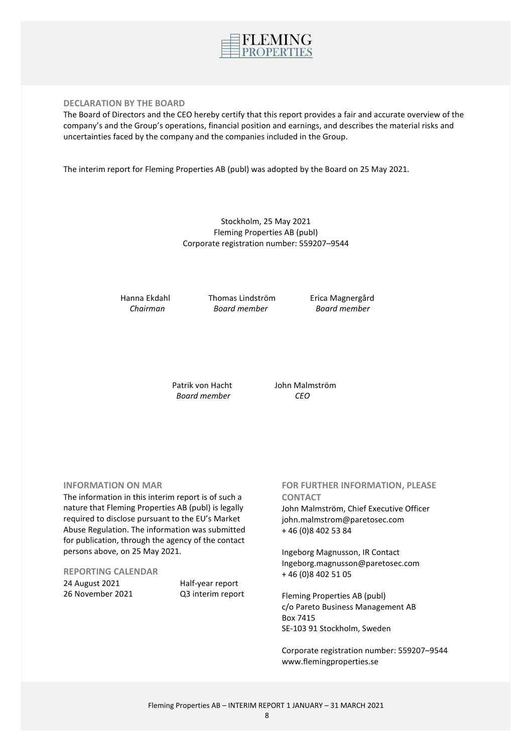## DECLARATION BY THE BOARD

The Board of Directors and the CEO hereby certify that this report provides a fair and accurate overview of the company's and the Group's operations, financial position and earnings, and describes the material risks and uncertainties faced by the company and the companies included in the Group.

The interim report for Fleming Properties AB (publ) was adopted by the Board on 25 May 2021.

Stockholm, 25 May 2021
Fleming Properties AB (publ)
Corporate registration number: 559207–9544

Hanna Ekdahl
*Chairman*

Thomas Lindström
*Board member*

Erica Magnergård
*Board member*

Patrik von Hacht
*Board member*

John Malmström
*CEO*

## INFORMATION ON MAR

The information in this interim report is of such a nature that Fleming Properties AB (publ) is legally required to disclose pursuant to the EU's Market Abuse Regulation. The information was submitted for publication, through the agency of the contact persons above, on 25 May 2021.

## REPORTING CALENDAR

| | |
|---|---|
| 24 August 2021 | Half-year report |
| 26 November 2021 | Q3 interim report |

## FOR FURTHER INFORMATION, PLEASE CONTACT

John Malmström, Chief Executive Officer
john.malmstrom@paretosec.com
+ 46 (0)8 402 53 84

Ingeborg Magnusson, IR Contact
Ingeborg.magnusson@paretosec.com
+ 46 (0)8 402 51 05

Fleming Properties AB (publ)
c/o Pareto Business Management AB
Box 7415
SE-103 91 Stockholm, Sweden

Corporate registration number: 559207–9544
www.flemingproperties.se